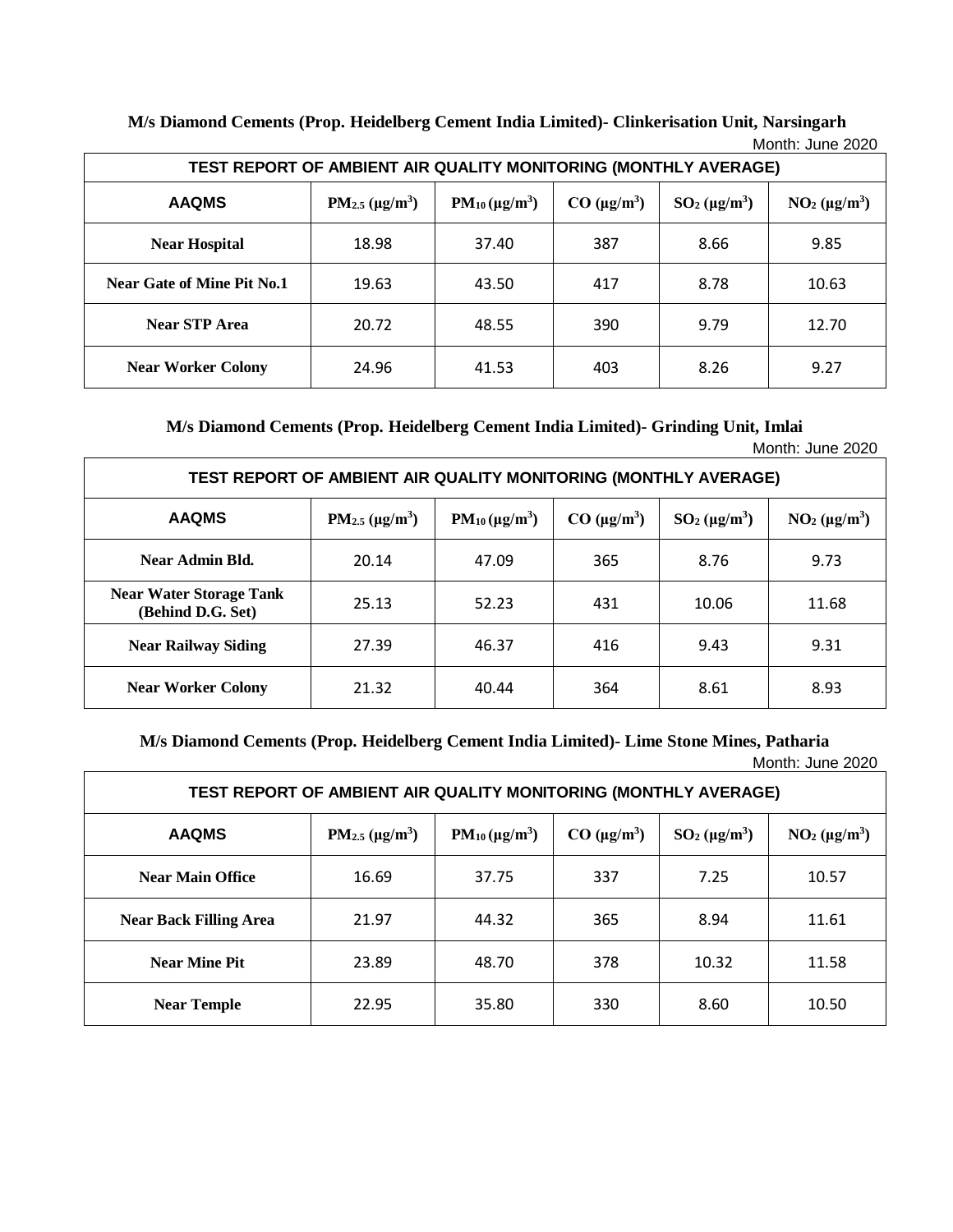**M/s Diamond Cements (Prop. Heidelberg Cement India Limited)- Clinkerisation Unit, Narsingarh**

Month: June 2020

| TEST REPORT OF AMBIENT AIR QUALITY MONITORING (MONTHLY AVERAGE) | | | | | |
|---|---|---|---|---|---|
| **AAQMS** | **$PM_{2.5}$ (µg/m$^3$)** | **$PM_{10}$ (µg/m$^3$)** | **CO (µg/m$^3$)** | **$SO_2$ (µg/m$^3$)** | **$NO_2$ (µg/m$^3$)** |
| **Near Hospital** | 18.98 | 37.40 | 387 | 8.66 | 9.85 |
| **Near Gate of Mine Pit No.1** | 19.63 | 43.50 | 417 | 8.78 | 10.63 |
| **Near STP Area** | 20.72 | 48.55 | 390 | 9.79 | 12.70 |
| **Near Worker Colony** | 24.96 | 41.53 | 403 | 8.26 | 9.27 |

**M/s Diamond Cements (Prop. Heidelberg Cement India Limited)- Grinding Unit, Imlai**

Month: June 2020

| TEST REPORT OF AMBIENT AIR QUALITY MONITORING (MONTHLY AVERAGE) | | | | | |
|---|---|---|---|---|---|
| **AAQMS** | **$PM_{2.5}$ (µg/m$^3$)** | **$PM_{10}$ (µg/m$^3$)** | **CO (µg/m$^3$)** | **$SO_2$ (µg/m$^3$)** | **$NO_2$ (µg/m$^3$)** |
| **Near Admin Bld.** | 20.14 | 47.09 | 365 | 8.76 | 9.73 |
| **Near Water Storage Tank (Behind D.G. Set)** | 25.13 | 52.23 | 431 | 10.06 | 11.68 |
| **Near Railway Siding** | 27.39 | 46.37 | 416 | 9.43 | 9.31 |
| **Near Worker Colony** | 21.32 | 40.44 | 364 | 8.61 | 8.93 |

**M/s Diamond Cements (Prop. Heidelberg Cement India Limited)- Lime Stone Mines, Patharia**

Month: June 2020

| TEST REPORT OF AMBIENT AIR QUALITY MONITORING (MONTHLY AVERAGE) | | | | | |
|---|---|---|---|---|---|
| **AAQMS** | **$PM_{2.5}$ (µg/m$^3$)** | **$PM_{10}$ (µg/m$^3$)** | **CO (µg/m$^3$)** | **$SO_2$ (µg/m$^3$)** | **$NO_2$ (µg/m$^3$)** |
| **Near Main Office** | 16.69 | 37.75 | 337 | 7.25 | 10.57 |
| **Near Back Filling Area** | 21.97 | 44.32 | 365 | 8.94 | 11.61 |
| **Near Mine Pit** | 23.89 | 48.70 | 378 | 10.32 | 11.58 |
| **Near Temple** | 22.95 | 35.80 | 330 | 8.60 | 10.50 |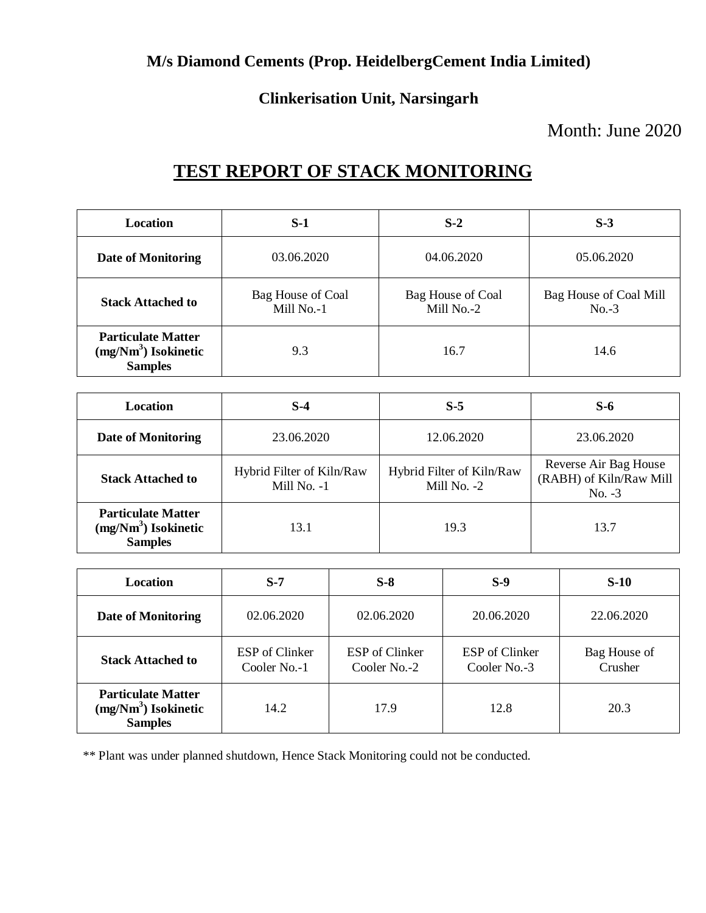**M/s Diamond Cements (Prop. HeidelbergCement India Limited)**

**Clinkerisation Unit, Narsingarh**

Month: June 2020

# TEST REPORT OF STACK MONITORING

| Location | S-1 | S-2 | S-3 |
|---|---|---|---|
| Date of Monitoring | 03.06.2020 | 04.06.2020 | 05.06.2020 |
| Stack Attached to | Bag House of Coal Mill No.-1 | Bag House of Coal Mill No.-2 | Bag House of Coal Mill No.-3 |
| Particulate Matter ($mg/Nm^3$) Isokinetic Samples | 9.3 | 16.7 | 14.6 |

| Location | S-4 | S-5 | S-6 |
|---|---|---|---|
| Date of Monitoring | 23.06.2020 | 12.06.2020 | 23.06.2020 |
| Stack Attached to | Hybrid Filter of Kiln/Raw Mill No. -1 | Hybrid Filter of Kiln/Raw Mill No. -2 | Reverse Air Bag House (RABH) of Kiln/Raw Mill No. -3 |
| Particulate Matter ($mg/Nm^3$) Isokinetic Samples | 13.1 | 19.3 | 13.7 |

| Location | S-7 | S-8 | S-9 | S-10 |
|---|---|---|---|---|
| Date of Monitoring | 02.06.2020 | 02.06.2020 | 20.06.2020 | 22.06.2020 |
| Stack Attached to | ESP of Clinker Cooler No.-1 | ESP of Clinker Cooler No.-2 | ESP of Clinker Cooler No.-3 | Bag House of Crusher |
| Particulate Matter ($mg/Nm^3$) Isokinetic Samples | 14.2 | 17.9 | 12.8 | 20.3 |

** Plant was under planned shutdown, Hence Stack Monitoring could not be conducted.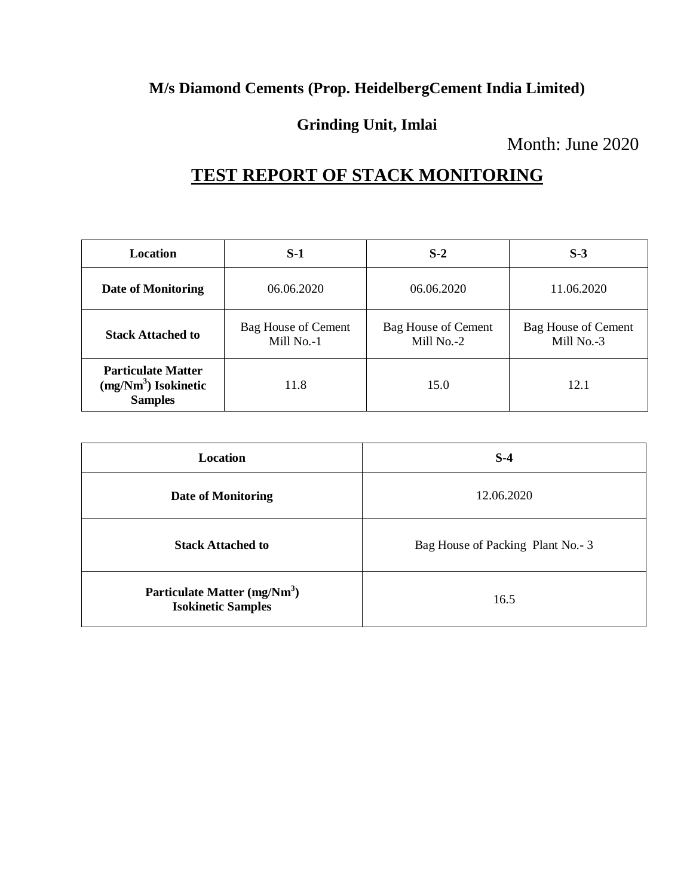**M/s Diamond Cements (Prop. HeidelbergCement India Limited)**

**Grinding Unit, Imlai**

Month: June 2020

# TEST REPORT OF STACK MONITORING

| Location | S-1 | S-2 | S-3 |
|---|---|---|---|
| **Date of Monitoring** | 06.06.2020 | 06.06.2020 | 11.06.2020 |
| **Stack Attached to** | Bag House of Cement Mill No.-1 | Bag House of Cement Mill No.-2 | Bag House of Cement Mill No.-3 |
| **Particulate Matter ($mg/Nm^3$) Isokinetic Samples** | 11.8 | 15.0 | 12.1 |

| Location | S-4 |
|---|---|
| **Date of Monitoring** | 12.06.2020 |
| **Stack Attached to** | Bag House of Packing Plant No.- 3 |
| **Particulate Matter ($mg/Nm^3$) Isokinetic Samples** | 16.5 |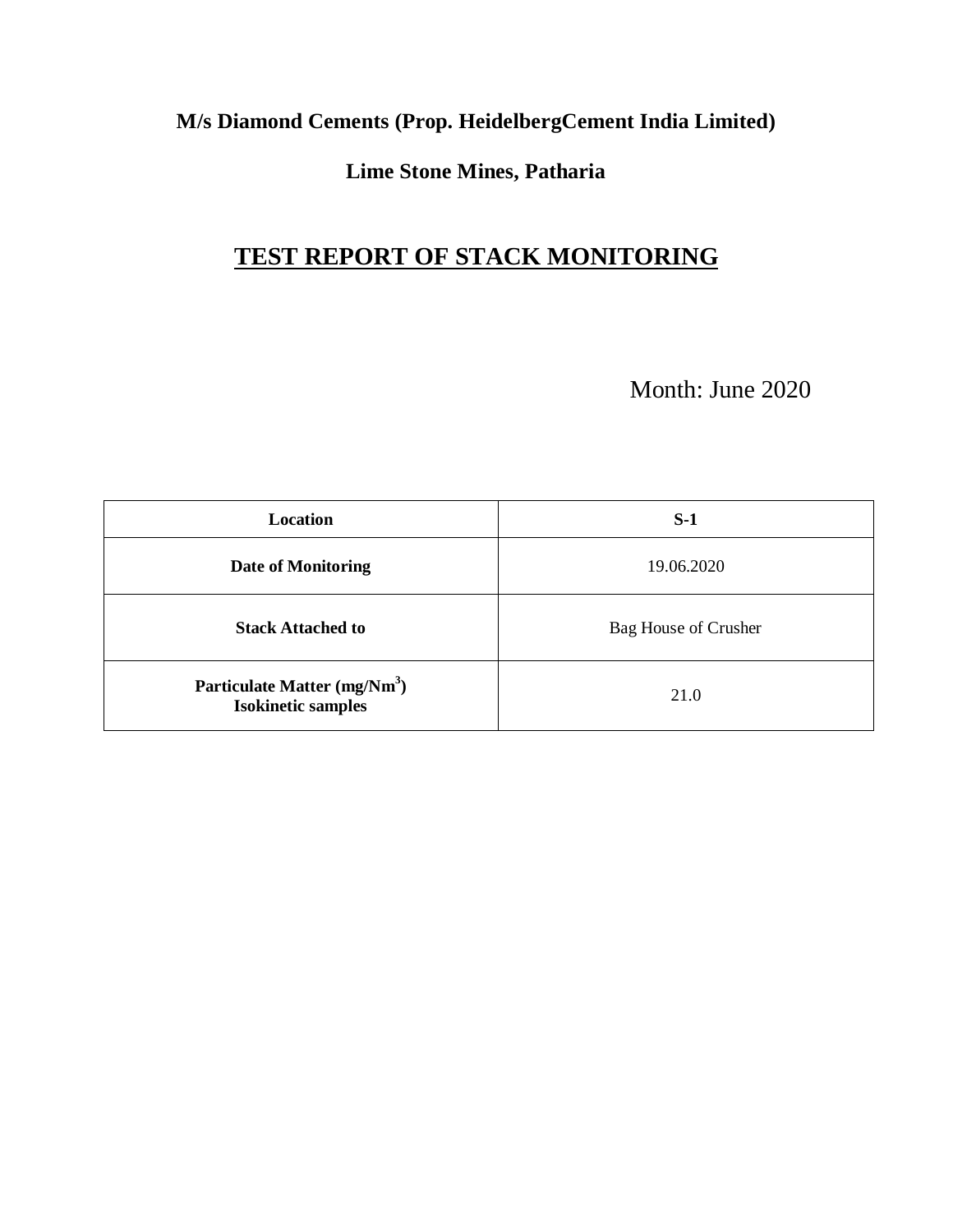**M/s Diamond Cements (Prop. HeidelbergCement India Limited)**

**Lime Stone Mines, Patharia**

# TEST REPORT OF STACK MONITORING

Month: June 2020

| **Location** | **S-1** |
|---|---|
| **Date of Monitoring** | 19.06.2020 |
| **Stack Attached to** | Bag House of Crusher |
| **Particulate Matter (mg/Nm$^3$) Isokinetic samples** | 21.0 |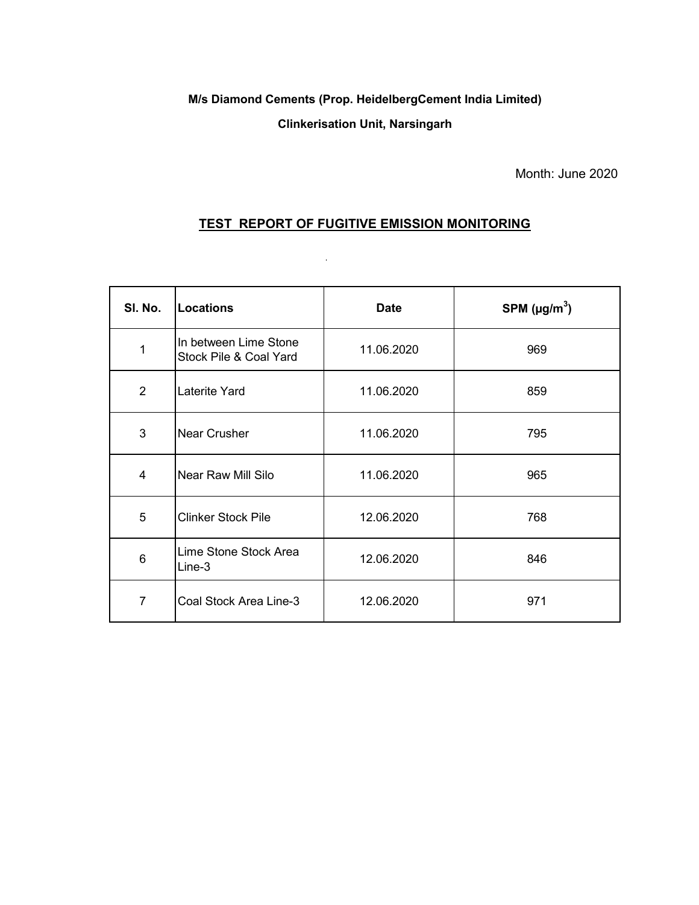**M/s Diamond Cements (Prop. HeidelbergCement India Limited)**

**Clinkerisation Unit, Narsingarh**

Month: June 2020

## TEST REPORT OF FUGITIVE EMISSION MONITORING

| Sl. No. | Locations | Date | SPM ($\mu g/m^3$) |
|---|---|---|---|
| 1 | In between Lime Stone Stock Pile & Coal Yard | 11.06.2020 | 969 |
| 2 | Laterite Yard | 11.06.2020 | 859 |
| 3 | Near Crusher | 11.06.2020 | 795 |
| 4 | Near Raw Mill Silo | 11.06.2020 | 965 |
| 5 | Clinker Stock Pile | 12.06.2020 | 768 |
| 6 | Lime Stone Stock Area Line-3 | 12.06.2020 | 846 |
| 7 | Coal Stock Area Line-3 | 12.06.2020 | 971 |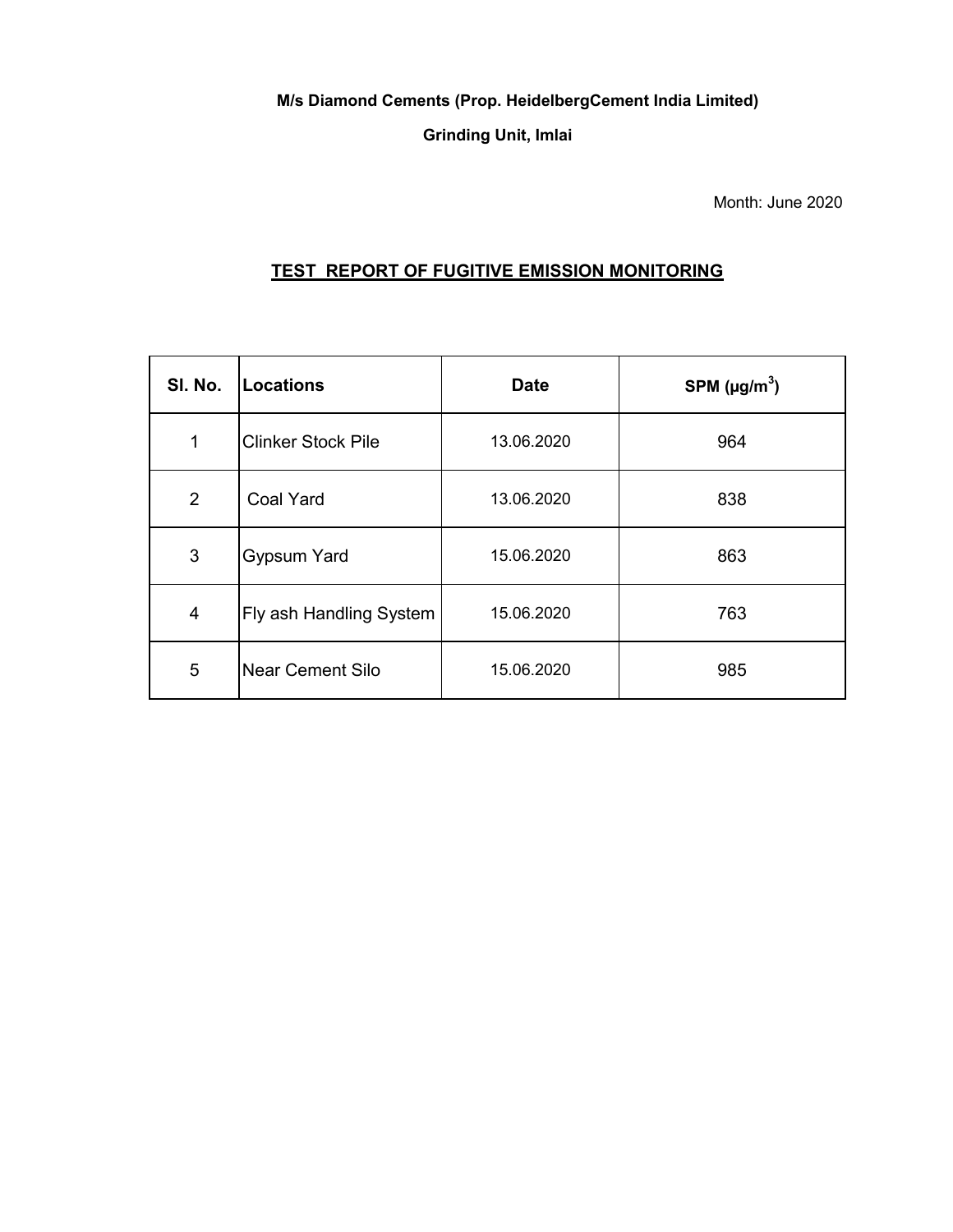**M/s Diamond Cements (Prop. HeidelbergCement India Limited)**

**Grinding Unit, Imlai**

Month: June 2020

## TEST REPORT OF FUGITIVE EMISSION MONITORING

| Sl. No. | Locations | Date | SPM ($\mu g/m^3$) |
|---|---|---|---|
| 1 | Clinker Stock Pile | 13.06.2020 | 964 |
| 2 | Coal Yard | 13.06.2020 | 838 |
| 3 | Gypsum Yard | 15.06.2020 | 863 |
| 4 | Fly ash Handling System | 15.06.2020 | 763 |
| 5 | Near Cement Silo | 15.06.2020 | 985 |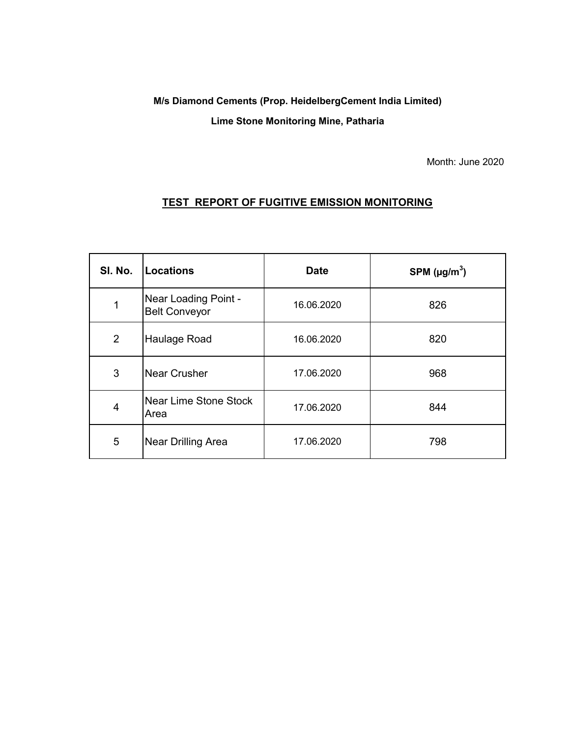**M/s Diamond Cements (Prop. HeidelbergCement India Limited)**

**Lime Stone Monitoring Mine, Patharia**

Month: June 2020

## TEST REPORT OF FUGITIVE EMISSION MONITORING

| Sl. No. | Locations | Date | SPM ($\mu g/m^3$) |
|---|---|---|---|
| 1 | Near Loading Point - Belt Conveyor | 16.06.2020 | 826 |
| 2 | Haulage Road | 16.06.2020 | 820 |
| 3 | Near Crusher | 17.06.2020 | 968 |
| 4 | Near Lime Stone Stock Area | 17.06.2020 | 844 |
| 5 | Near Drilling Area | 17.06.2020 | 798 |